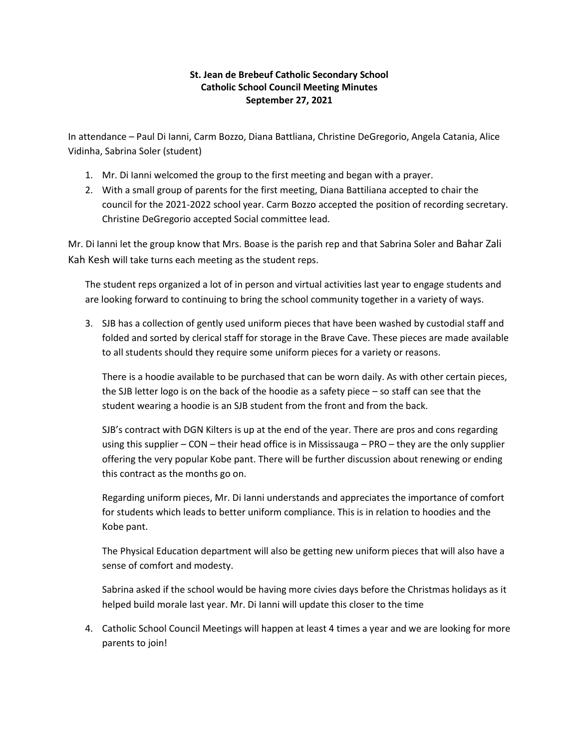**St. Jean de Brebeuf Catholic Secondary School**
**Catholic School Council Meeting Minutes**
**September 27, 2021**

In attendance – Paul Di Ianni, Carm Bozzo, Diana Battliana, Christine DeGregorio, Angela Catania, Alice Vidinha, Sabrina Soler (student)

1. Mr. Di Ianni welcomed the group to the first meeting and began with a prayer.
2. With a small group of parents for the first meeting, Diana Battiliana accepted to chair the council for the 2021-2022 school year. Carm Bozzo accepted the position of recording secretary. Christine DeGregorio accepted Social committee lead.

Mr. Di Ianni let the group know that Mrs. Boase is the parish rep and that Sabrina Soler and Bahar Zali Kah Kesh will take turns each meeting as the student reps.

The student reps organized a lot of in person and virtual activities last year to engage students and are looking forward to continuing to bring the school community together in a variety of ways.

3. SJB has a collection of gently used uniform pieces that have been washed by custodial staff and folded and sorted by clerical staff for storage in the Brave Cave. These pieces are made available to all students should they require some uniform pieces for a variety or reasons.

   There is a hoodie available to be purchased that can be worn daily. As with other certain pieces, the SJB letter logo is on the back of the hoodie as a safety piece – so staff can see that the student wearing a hoodie is an SJB student from the front and from the back.

   SJB's contract with DGN Kilters is up at the end of the year. There are pros and cons regarding using this supplier – CON – their head office is in Mississauga – PRO – they are the only supplier offering the very popular Kobe pant. There will be further discussion about renewing or ending this contract as the months go on.

   Regarding uniform pieces, Mr. Di Ianni understands and appreciates the importance of comfort for students which leads to better uniform compliance. This is in relation to hoodies and the Kobe pant.

   The Physical Education department will also be getting new uniform pieces that will also have a sense of comfort and modesty.

   Sabrina asked if the school would be having more civies days before the Christmas holidays as it helped build morale last year. Mr. Di Ianni will update this closer to the time

4. Catholic School Council Meetings will happen at least 4 times a year and we are looking for more parents to join!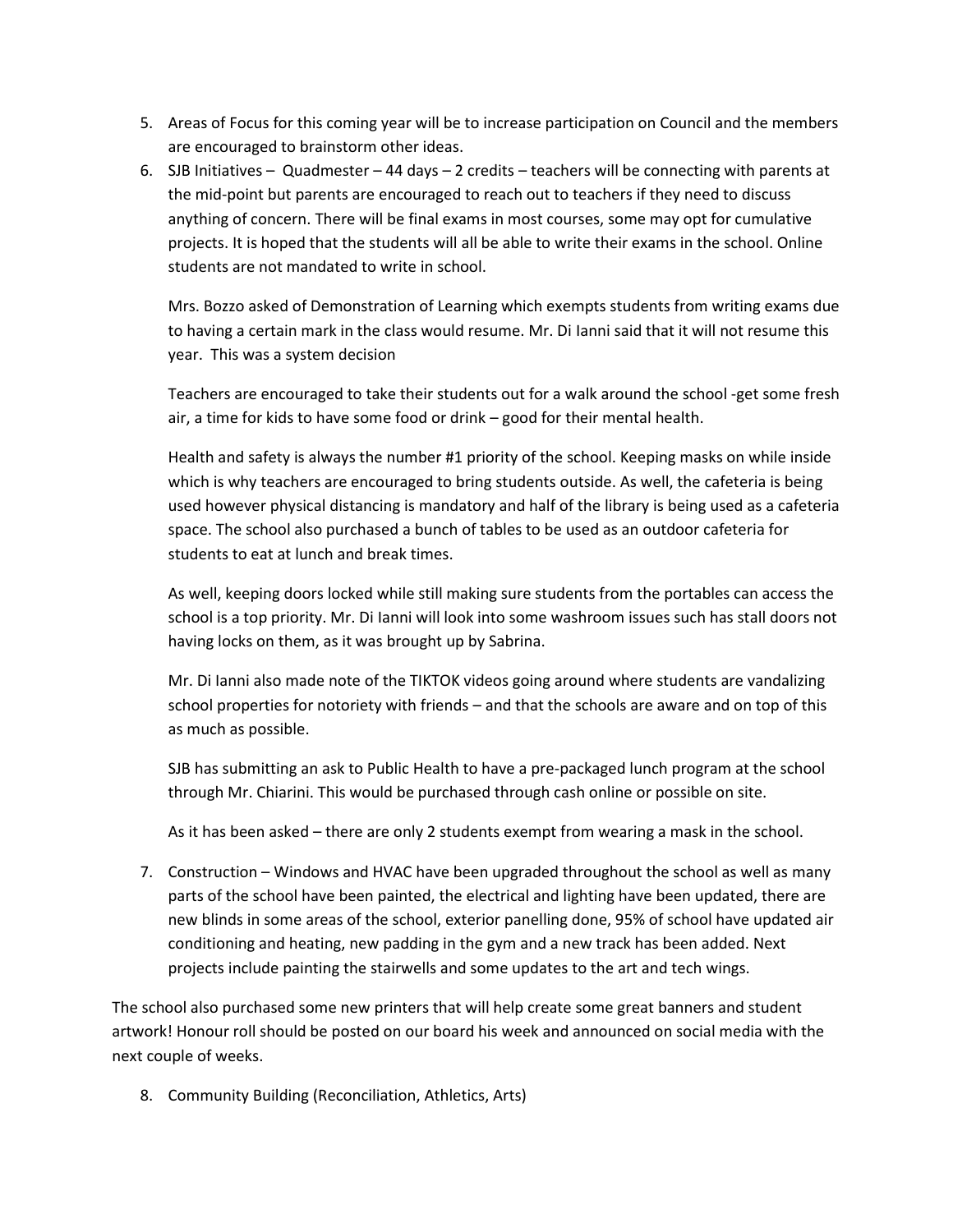5. Areas of Focus for this coming year will be to increase participation on Council and the members are encouraged to brainstorm other ideas.
6. SJB Initiatives – Quadmester – 44 days – 2 credits – teachers will be connecting with parents at the mid-point but parents are encouraged to reach out to teachers if they need to discuss anything of concern. There will be final exams in most courses, some may opt for cumulative projects. It is hoped that the students will all be able to write their exams in the school. Online students are not mandated to write in school.

   Mrs. Bozzo asked of Demonstration of Learning which exempts students from writing exams due to having a certain mark in the class would resume. Mr. Di Ianni said that it will not resume this year. This was a system decision

   Teachers are encouraged to take their students out for a walk around the school -get some fresh air, a time for kids to have some food or drink – good for their mental health.

   Health and safety is always the number #1 priority of the school. Keeping masks on while inside which is why teachers are encouraged to bring students outside. As well, the cafeteria is being used however physical distancing is mandatory and half of the library is being used as a cafeteria space. The school also purchased a bunch of tables to be used as an outdoor cafeteria for students to eat at lunch and break times.

   As well, keeping doors locked while still making sure students from the portables can access the school is a top priority. Mr. Di Ianni will look into some washroom issues such has stall doors not having locks on them, as it was brought up by Sabrina.

   Mr. Di Ianni also made note of the TIKTOK videos going around where students are vandalizing school properties for notoriety with friends – and that the schools are aware and on top of this as much as possible.

   SJB has submitting an ask to Public Health to have a pre-packaged lunch program at the school through Mr. Chiarini. This would be purchased through cash online or possible on site.

   As it has been asked – there are only 2 students exempt from wearing a mask in the school.

7. Construction – Windows and HVAC have been upgraded throughout the school as well as many parts of the school have been painted, the electrical and lighting have been updated, there are new blinds in some areas of the school, exterior panelling done, 95% of school have updated air conditioning and heating, new padding in the gym and a new track has been added. Next projects include painting the stairwells and some updates to the art and tech wings.

The school also purchased some new printers that will help create some great banners and student artwork! Honour roll should be posted on our board his week and announced on social media with the next couple of weeks.

8. Community Building (Reconciliation, Athletics, Arts)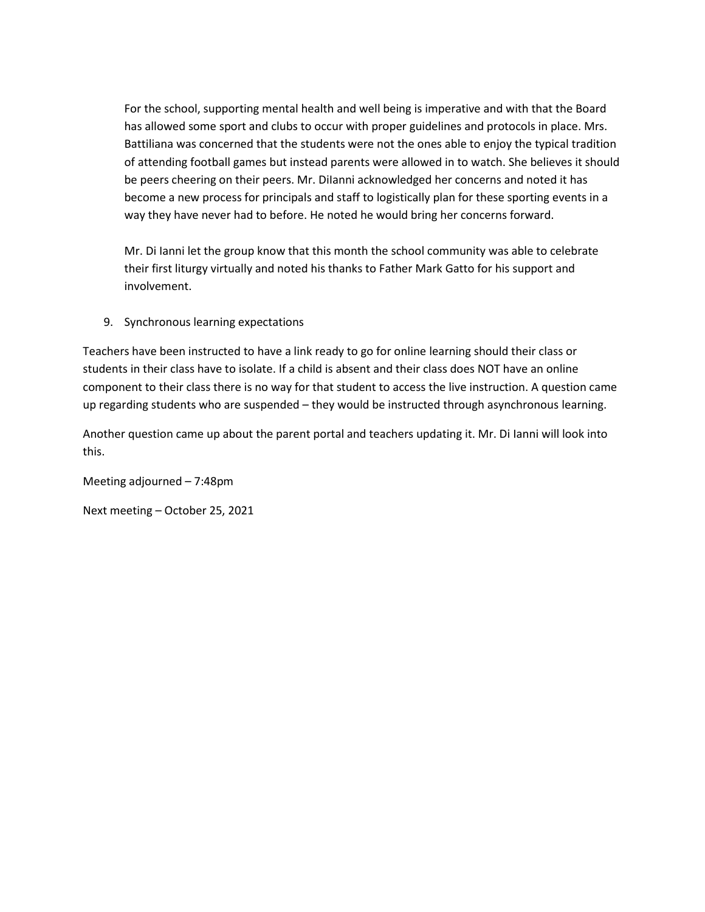For the school, supporting mental health and well being is imperative and with that the Board has allowed some sport and clubs to occur with proper guidelines and protocols in place. Mrs. Battiliana was concerned that the students were not the ones able to enjoy the typical tradition of attending football games but instead parents were allowed in to watch. She believes it should be peers cheering on their peers. Mr. DiIanni acknowledged her concerns and noted it has become a new process for principals and staff to logistically plan for these sporting events in a way they have never had to before. He noted he would bring her concerns forward.

Mr. Di Ianni let the group know that this month the school community was able to celebrate their first liturgy virtually and noted his thanks to Father Mark Gatto for his support and involvement.

9. Synchronous learning expectations

Teachers have been instructed to have a link ready to go for online learning should their class or students in their class have to isolate. If a child is absent and their class does NOT have an online component to their class there is no way for that student to access the live instruction. A question came up regarding students who are suspended – they would be instructed through asynchronous learning.

Another question came up about the parent portal and teachers updating it. Mr. Di Ianni will look into this.

Meeting adjourned – 7:48pm

Next meeting – October 25, 2021